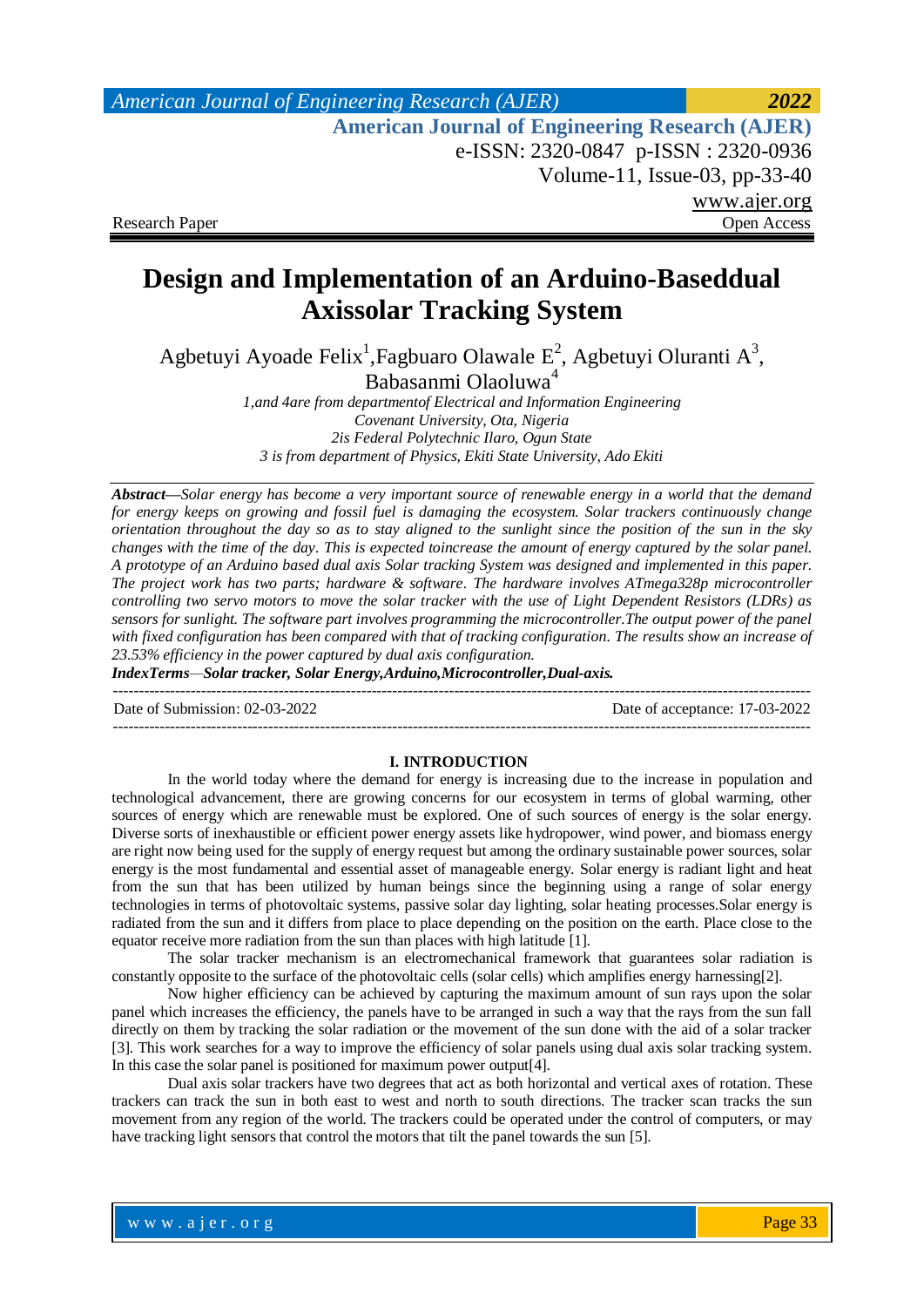Research Paper Open Access

# Design and Implementation of an Arduino-Baseddual Axissolar Tracking System

Agbetuyi Ayoade Felix[1],Fagbuaro Olawale E[2], Agbetuyi Oluranti A[3], Babasanmi Olaoluwa[4]

*1,and 4are from departmentof Electrical and Information Engineering*
*Covenant University, Ota, Nigeria*
*2is Federal Polytechnic Ilaro, Ogun State*
*3 is from department of Physics, Ekiti State University, Ado Ekiti*

***Abstract*****—***Solar energy has become a very important source of renewable energy in a world that the demand for energy keeps on growing and fossil fuel is damaging the ecosystem. Solar trackers continuously change orientation throughout the day so as to stay aligned to the sunlight since the position of the sun in the sky changes with the time of the day. This is expected toincrease the amount of energy captured by the solar panel. A prototype of an Arduino based dual axis Solar tracking System was designed and implemented in this paper. The project work has two parts; hardware & software. The hardware involves ATmega328p microcontroller controlling two servo motors to move the solar tracker with the use of Light Dependent Resistors (LDRs) as sensors for sunlight. The software part involves programming the microcontroller.The output power of the panel with fixed configuration has been compared with that of tracking configuration. The results show an increase of 23.53% efficiency in the power captured by dual axis configuration.*

***IndexTerms****—****Solar tracker, Solar Energy,Arduino,Microcontroller,Dual-axis.***

---

Date of Submission: 02-03-2022 Date of acceptance: 17-03-2022

---

## I. INTRODUCTION

In the world today where the demand for energy is increasing due to the increase in population and technological advancement, there are growing concerns for our ecosystem in terms of global warming, other sources of energy which are renewable must be explored. One of such sources of energy is the solar energy. Diverse sorts of inexhaustible or efficient power energy assets like hydropower, wind power, and biomass energy are right now being used for the supply of energy request but among the ordinary sustainable power sources, solar energy is the most fundamental and essential asset of manageable energy. Solar energy is radiant light and heat from the sun that has been utilized by human beings since the beginning using a range of solar energy technologies in terms of photovoltaic systems, passive solar day lighting, solar heating processes.Solar energy is radiated from the sun and it differs from place to place depending on the position on the earth. Place close to the equator receive more radiation from the sun than places with high latitude [1].

The solar tracker mechanism is an electromechanical framework that guarantees solar radiation is constantly opposite to the surface of the photovoltaic cells (solar cells) which amplifies energy harnessing[2].

Now higher efficiency can be achieved by capturing the maximum amount of sun rays upon the solar panel which increases the efficiency, the panels have to be arranged in such a way that the rays from the sun fall directly on them by tracking the solar radiation or the movement of the sun done with the aid of a solar tracker [3]. This work searches for a way to improve the efficiency of solar panels using dual axis solar tracking system. In this case the solar panel is positioned for maximum power output[4].

Dual axis solar trackers have two degrees that act as both horizontal and vertical axes of rotation. These trackers can track the sun in both east to west and north to south directions. The tracker scan tracks the sun movement from any region of the world. The trackers could be operated under the control of computers, or may have tracking light sensors that control the motors that tilt the panel towards the sun [5].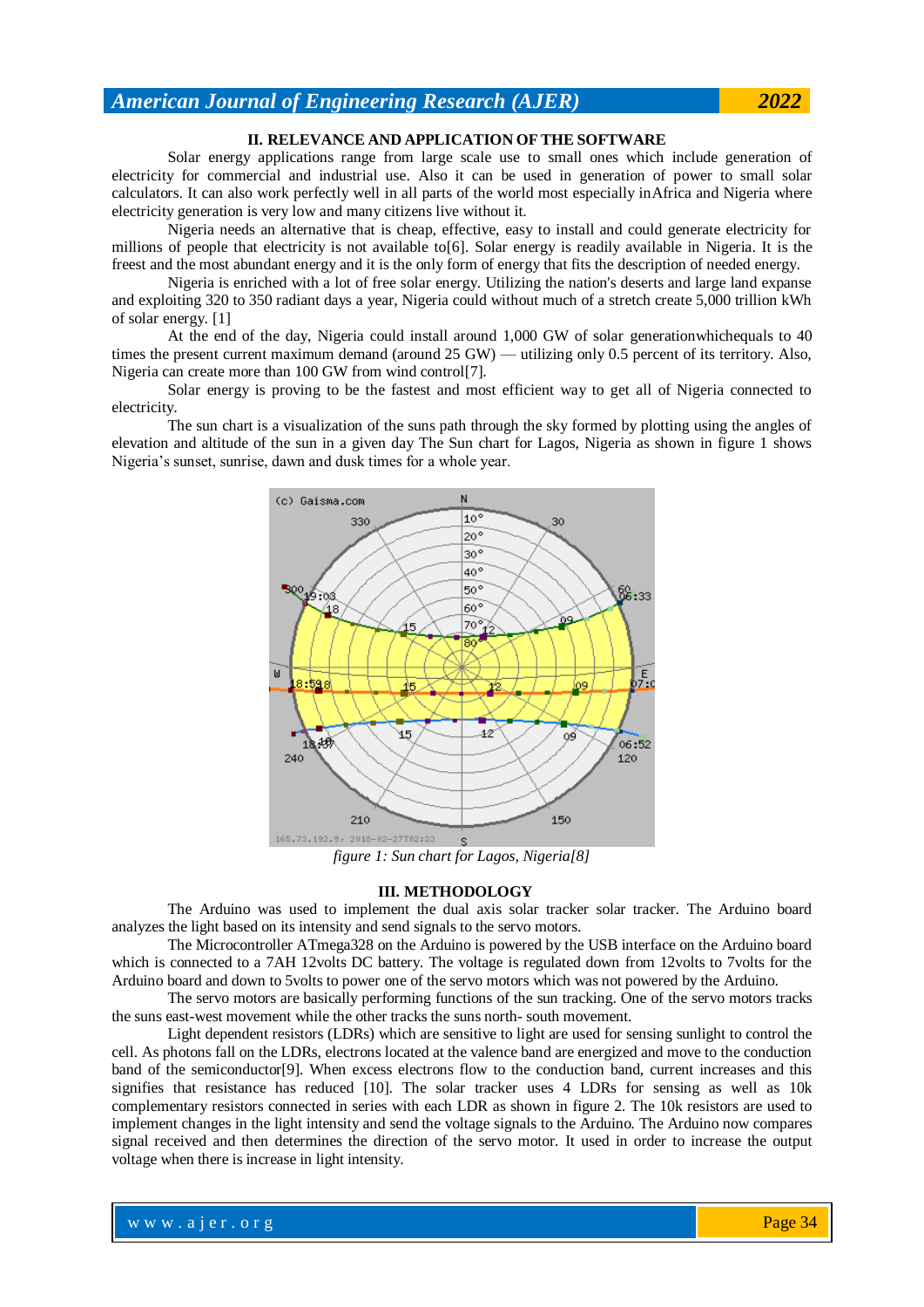## II. RELEVANCE AND APPLICATION OF THE SOFTWARE

Solar energy applications range from large scale use to small ones which include generation of electricity for commercial and industrial use. Also it can be used in generation of power to small solar calculators. It can also work perfectly well in all parts of the world most especially inAfrica and Nigeria where electricity generation is very low and many citizens live without it.

Nigeria needs an alternative that is cheap, effective, easy to install and could generate electricity for millions of people that electricity is not available to[6]. Solar energy is readily available in Nigeria. It is the freest and the most abundant energy and it is the only form of energy that fits the description of needed energy.

Nigeria is enriched with a lot of free solar energy. Utilizing the nation's deserts and large land expanse and exploiting 320 to 350 radiant days a year, Nigeria could without much of a stretch create 5,000 trillion kWh of solar energy. [1]

At the end of the day, Nigeria could install around 1,000 GW of solar generationwhichequals to 40 times the present current maximum demand (around 25 GW) — utilizing only 0.5 percent of its territory. Also, Nigeria can create more than 100 GW from wind control[7].

Solar energy is proving to be the fastest and most efficient way to get all of Nigeria connected to electricity.

The sun chart is a visualization of the suns path through the sky formed by plotting using the angles of elevation and altitude of the sun in a given day The Sun chart for Lagos, Nigeria as shown in figure 1 shows Nigeria's sunset, sunrise, dawn and dusk times for a whole year.

*figure 1: Sun chart for Lagos, Nigeria[8]*

## III. METHODOLOGY

The Arduino was used to implement the dual axis solar tracker solar tracker. The Arduino board analyzes the light based on its intensity and send signals to the servo motors.

The Microcontroller ATmega328 on the Arduino is powered by the USB interface on the Arduino board which is connected to a 7AH 12volts DC battery. The voltage is regulated down from 12volts to 7volts for the Arduino board and down to 5volts to power one of the servo motors which was not powered by the Arduino.

The servo motors are basically performing functions of the sun tracking. One of the servo motors tracks the suns east-west movement while the other tracks the suns north- south movement.

Light dependent resistors (LDRs) which are sensitive to light are used for sensing sunlight to control the cell. As photons fall on the LDRs, electrons located at the valence band are energized and move to the conduction band of the semiconductor[9]. When excess electrons flow to the conduction band, current increases and this signifies that resistance has reduced [10]. The solar tracker uses 4 LDRs for sensing as well as 10k complementary resistors connected in series with each LDR as shown in figure 2. The 10k resistors are used to implement changes in the light intensity and send the voltage signals to the Arduino. The Arduino now compares signal received and then determines the direction of the servo motor. It used in order to increase the output voltage when there is increase in light intensity.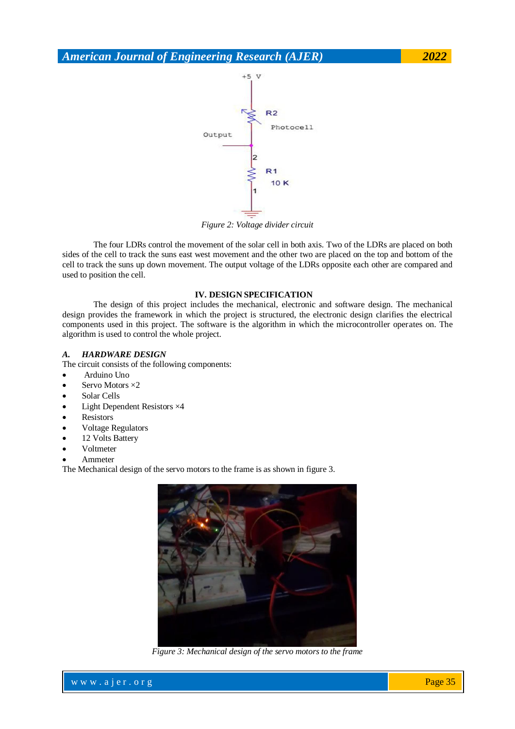Figure 2: Voltage divider circuit

The four LDRs control the movement of the solar cell in both axis. Two of the LDRs are placed on both sides of the cell to track the suns east west movement and the other two are placed on the top and bottom of the cell to track the suns up down movement. The output voltage of the LDRs opposite each other are compared and used to position the cell.

## IV. DESIGN SPECIFICATION

The design of this project includes the mechanical, electronic and software design. The mechanical design provides the framework in which the project is structured, the electronic design clarifies the electrical components used in this project. The software is the algorithm in which the microcontroller operates on. The algorithm is used to control the whole project.

### *A. HARDWARE DESIGN*

The circuit consists of the following components:

- Arduino Uno
- Servo Motors ×2
- Solar Cells
- Light Dependent Resistors ×4
- Resistors
- Voltage Regulators
- 12 Volts Battery
- Voltmeter
- Ammeter

The Mechanical design of the servo motors to the frame is as shown in figure 3.

*Figure 3: Mechanical design of the servo motors to the frame*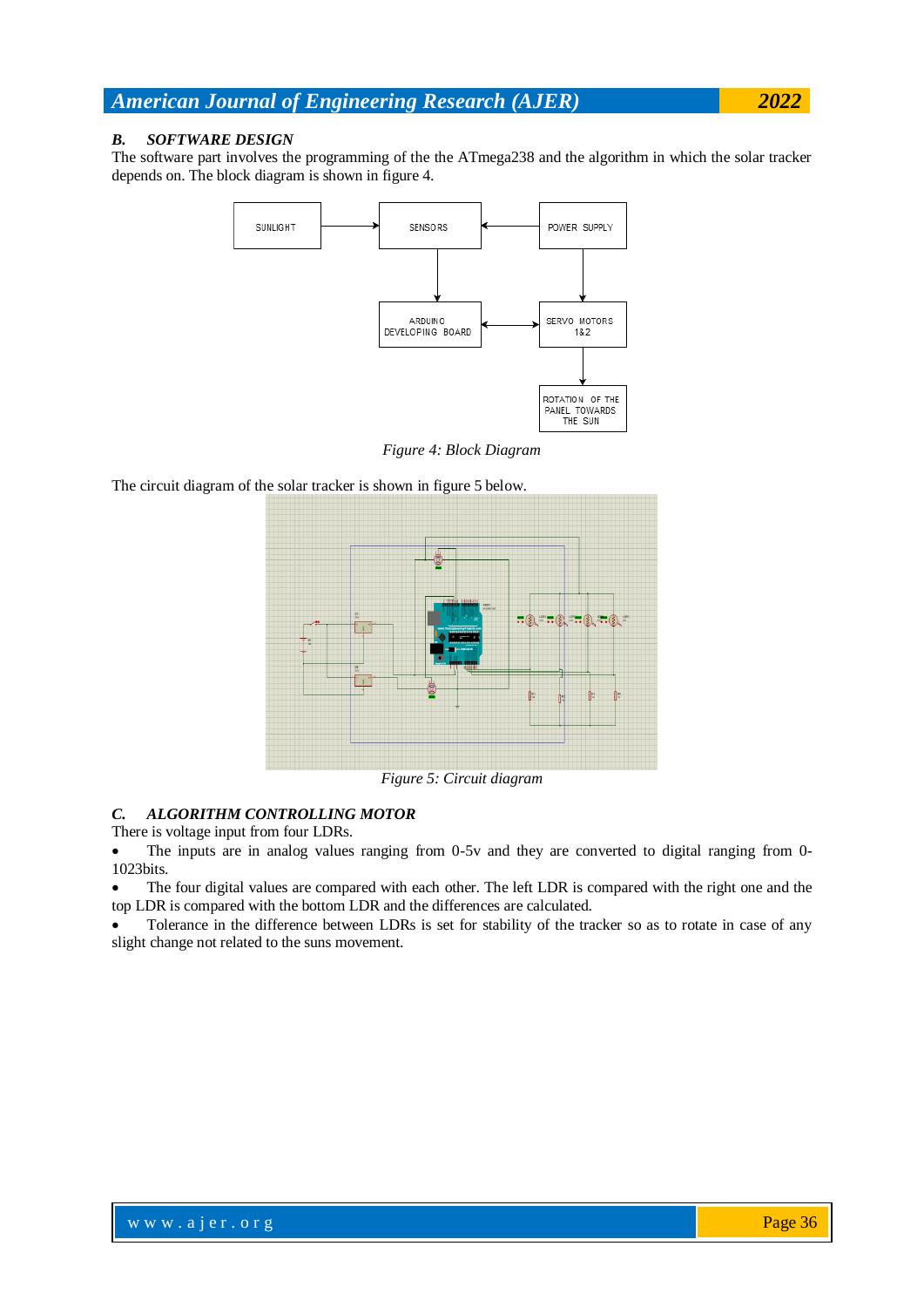### B. SOFTWARE DESIGN

The software part involves the programming of the the ATmega238 and the algorithm in which the solar tracker depends on. The block diagram is shown in figure 4.

*Figure 4: Block Diagram*

The circuit diagram of the solar tracker is shown in figure 5 below.

*Figure 5: Circuit diagram*

### C. ALGORITHM CONTROLLING MOTOR

There is voltage input from four LDRs.

- The inputs are in analog values ranging from 0-5v and they are converted to digital ranging from 0-1023bits.
- The four digital values are compared with each other. The left LDR is compared with the right one and the top LDR is compared with the bottom LDR and the differences are calculated.
- Tolerance in the difference between LDRs is set for stability of the tracker so as to rotate in case of any slight change not related to the suns movement.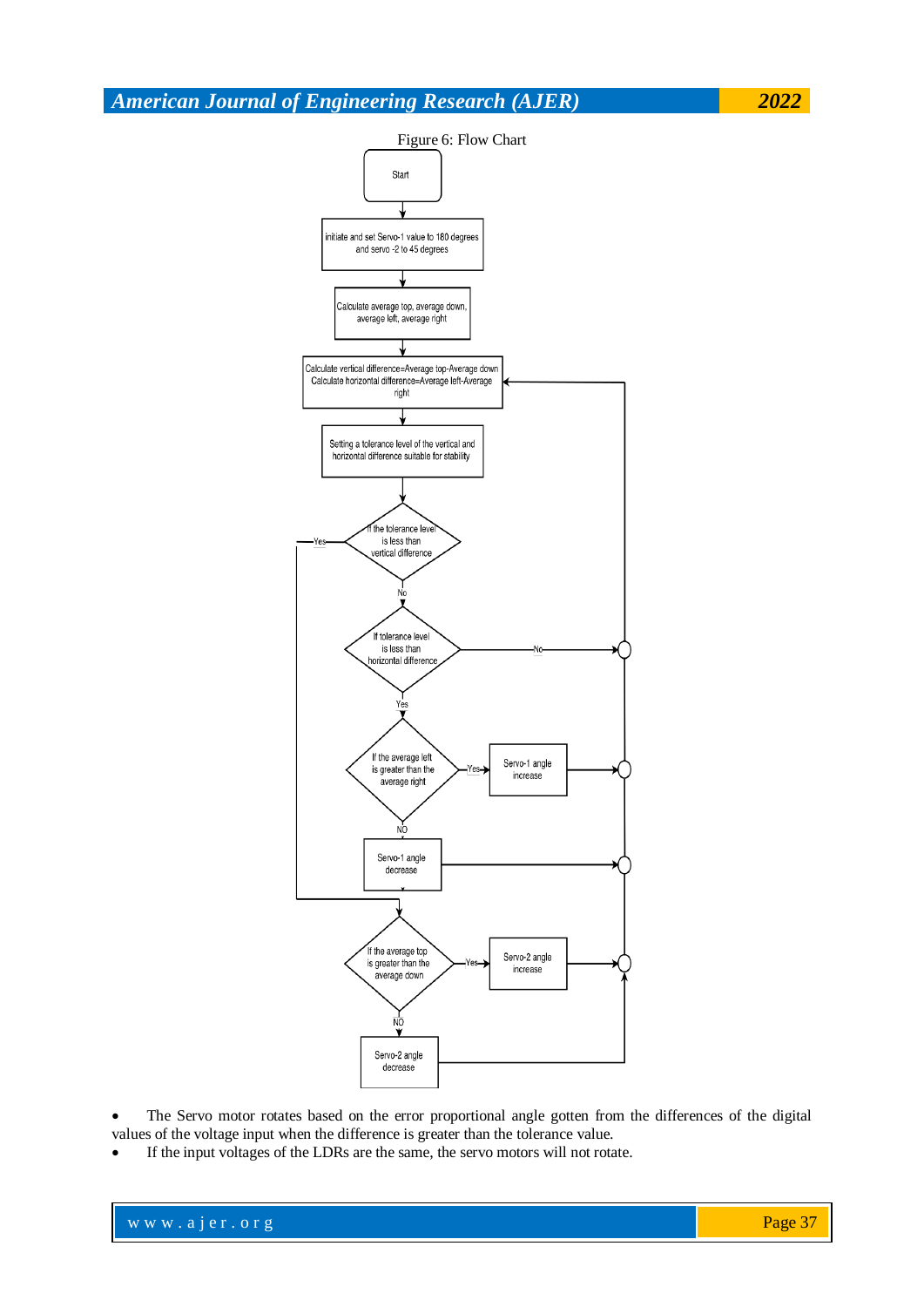Figure 6: Flow Chart

- The Servo motor rotates based on the error proportional angle gotten from the differences of the digital values of the voltage input when the difference is greater than the tolerance value.
- If the input voltages of the LDRs are the same, the servo motors will not rotate.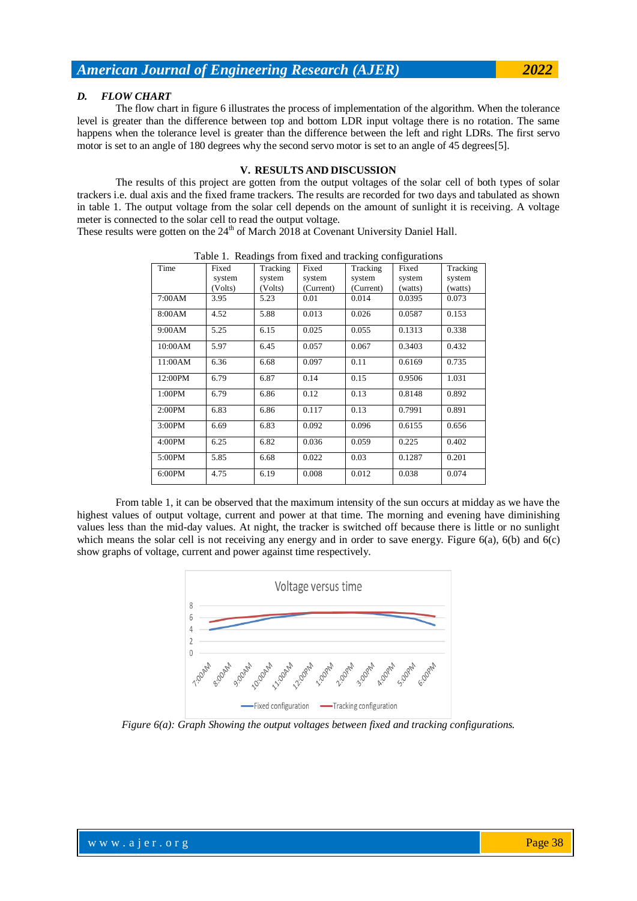### D. FLOW CHART

The flow chart in figure 6 illustrates the process of implementation of the algorithm. When the tolerance level is greater than the difference between top and bottom LDR input voltage there is no rotation. The same happens when the tolerance level is greater than the difference between the left and right LDRs. The first servo motor is set to an angle of 180 degrees why the second servo motor is set to an angle of 45 degrees[5].

## V. RESULTS AND DISCUSSION

The results of this project are gotten from the output voltages of the solar cell of both types of solar trackers i.e. dual axis and the fixed frame trackers. The results are recorded for two days and tabulated as shown in table 1. The output voltage from the solar cell depends on the amount of sunlight it is receiving. A voltage meter is connected to the solar cell to read the output voltage.
These results were gotten on the 24th of March 2018 at Covenant University Daniel Hall.

Table 1. Readings from fixed and tracking configurations

| Time | Fixed system (Volts) | Tracking system (Volts) | Fixed system (Current) | Tracking system (Current) | Fixed system (watts) | Tracking system (watts) |
|---|---|---|---|---|---|---|
| 7:00AM | 3.95 | 5.23 | 0.01 | 0.014 | 0.0395 | 0.073 |
| 8:00AM | 4.52 | 5.88 | 0.013 | 0.026 | 0.0587 | 0.153 |
| 9:00AM | 5.25 | 6.15 | 0.025 | 0.055 | 0.1313 | 0.338 |
| 10:00AM | 5.97 | 6.45 | 0.057 | 0.067 | 0.3403 | 0.432 |
| 11:00AM | 6.36 | 6.68 | 0.097 | 0.11 | 0.6169 | 0.735 |
| 12:00PM | 6.79 | 6.87 | 0.14 | 0.15 | 0.9506 | 1.031 |
| 1:00PM | 6.79 | 6.86 | 0.12 | 0.13 | 0.8148 | 0.892 |
| 2:00PM | 6.83 | 6.86 | 0.117 | 0.13 | 0.7991 | 0.891 |
| 3:00PM | 6.69 | 6.83 | 0.092 | 0.096 | 0.6155 | 0.656 |
| 4:00PM | 6.25 | 6.82 | 0.036 | 0.059 | 0.225 | 0.402 |
| 5:00PM | 5.85 | 6.68 | 0.022 | 0.03 | 0.1287 | 0.201 |
| 6:00PM | 4.75 | 6.19 | 0.008 | 0.012 | 0.038 | 0.074 |

From table 1, it can be observed that the maximum intensity of the sun occurs at midday as we have the highest values of output voltage, current and power at that time. The morning and evening have diminishing values less than the mid-day values. At night, the tracker is switched off because there is little or no sunlight which means the solar cell is not receiving any energy and in order to save energy. Figure 6(a), 6(b) and 6(c) show graphs of voltage, current and power against time respectively.

*Figure 6(a): Graph Showing the output voltages between fixed and tracking configurations.*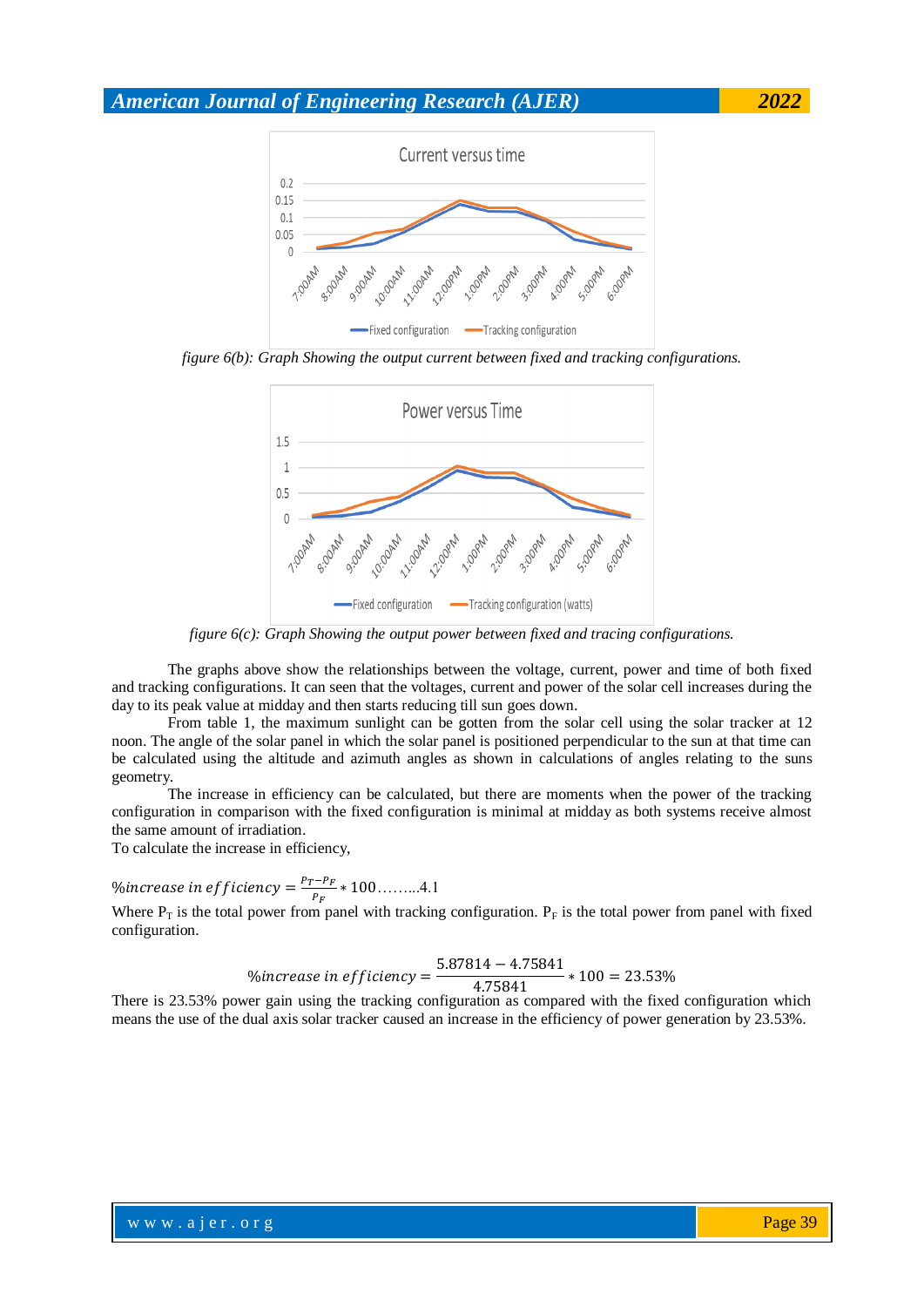figure 6(b): Graph Showing the output current between fixed and tracking configurations.

figure 6(c): Graph Showing the output power between fixed and tracing configurations.

The graphs above show the relationships between the voltage, current, power and time of both fixed and tracking configurations. It can seen that the voltages, current and power of the solar cell increases during the day to its peak value at midday and then starts reducing till sun goes down.

From table 1, the maximum sunlight can be gotten from the solar cell using the solar tracker at 12 noon. The angle of the solar panel in which the solar panel is positioned perpendicular to the sun at that time can be calculated using the altitude and azimuth angles as shown in calculations of angles relating to the suns geometry.

The increase in efficiency can be calculated, but there are moments when the power of the tracking configuration in comparison with the fixed configuration is minimal at midday as both systems receive almost the same amount of irradiation.

To calculate the increase in efficiency,

$$\%increase\ in\ efficiency = \frac{P_T - P_F}{P_F} * 100 \quad \text{.........4.1}$$

Where $P_T$ is the total power from panel with tracking configuration. $P_F$ is the total power from panel with fixed configuration.

$$\%increase\ in\ efficiency = \frac{5.87814 - 4.75841}{4.75841} * 100 = 23.53\%$$

There is 23.53% power gain using the tracking configuration as compared with the fixed configuration which means the use of the dual axis solar tracker caused an increase in the efficiency of power generation by 23.53%.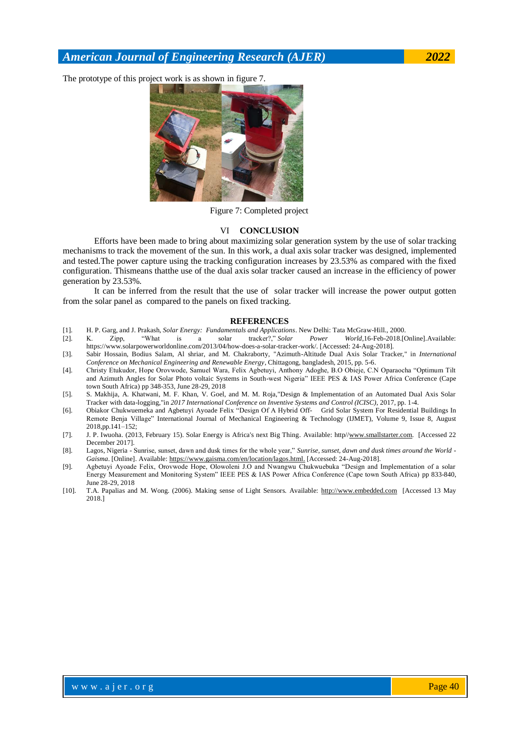The prototype of this project work is as shown in figure 7.

Figure 7: Completed project

## VI CONCLUSION

Efforts have been made to bring about maximizing solar generation system by the use of solar tracking mechanisms to track the movement of the sun. In this work, a dual axis solar tracker was designed, implemented and tested.The power capture using the tracking configuration increases by 23.53% as compared with the fixed configuration. Thismeans thatthe use of the dual axis solar tracker caused an increase in the efficiency of power generation by 23.53%.

It can be inferred from the result that the use of solar tracker will increase the power output gotten from the solar panel as compared to the panels on fixed tracking.

## REFERENCES

[1]. H. P. Garg, and J. Prakash, *Solar Energy: Fundamentals and Applications*. New Delhi: Tata McGraw-Hill., 2000.

[2]. K. Zipp, "What is a solar tracker?," *Solar Power World*,16-Feb-2018.[Online].Available: https://www.solarpowerworldonline.com/2013/04/how-does-a-solar-tracker-work/. [Accessed: 24-Aug-2018].

[3]. Sabir Hossain, Bodius Salam, Al shriar, and M. Chakraborty, "Azimuth-Altitude Dual Axis Solar Tracker," in *International Conference on Mechanical Engineering and Renewable Energy*, Chittagong, bangladesh, 2015, pp. 5-6.

[4]. Christy Etukudor, Hope Orovwode, Samuel Wara, Felix Agbetuyi, Anthony Adoghe, B.O Obieje, C.N Oparaocha "Optimum Tilt and Azimuth Angles for Solar Photo voltaic Systems in South-west Nigeria" IEEE PES & IAS Power Africa Conference (Cape town South Africa) pp 348-353, June 28-29, 2018

[5]. S. Makhija, A. Khatwani, M. F. Khan, V. Goel, and M. M. Roja,"Design & Implementation of an Automated Dual Axis Solar Tracker with data-logging,"in *2017 International Conference on Inventive Systems and Control (ICISC)*, 2017, pp. 1-4.

[6]. Obiakor Chukwuemeka and Agbetuyi Ayoade Felix "Design Of A Hybrid Off- Grid Solar System For Residential Buildings In Remote Benja Village" International Journal of Mechanical Engineering & Technology (IJMET), Volume 9, Issue 8, August 2018,pp.141–152;

[7]. J. P. Iwuoha. (2013, February 15). Solar Energy is Africa's next Big Thing. Available: http//www.smallstarter.com. [Accessed 22 December 2017].

[8]. Lagos, Nigeria - Sunrise, sunset, dawn and dusk times for the whole year," *Sunrise, sunset, dawn and dusk times around the World - Gaisma*. [Online]. Available: https://www.gaisma.com/en/location/lagos.html. [Accessed: 24-Aug-2018].

[9]. Agbetuyi Ayoade Felix, Orovwode Hope, Olowoleni J.O and Nwangwu Chukwuebuka "Design and Implementation of a solar Energy Measurement and Monitoring System" IEEE PES & IAS Power Africa Conference (Cape town South Africa) pp 833-840, June 28-29, 2018

[10]. T.A. Papalias and M. Wong. (2006). Making sense of Light Sensors. Available: http://www.embedded.com [Accessed 13 May 2018.]